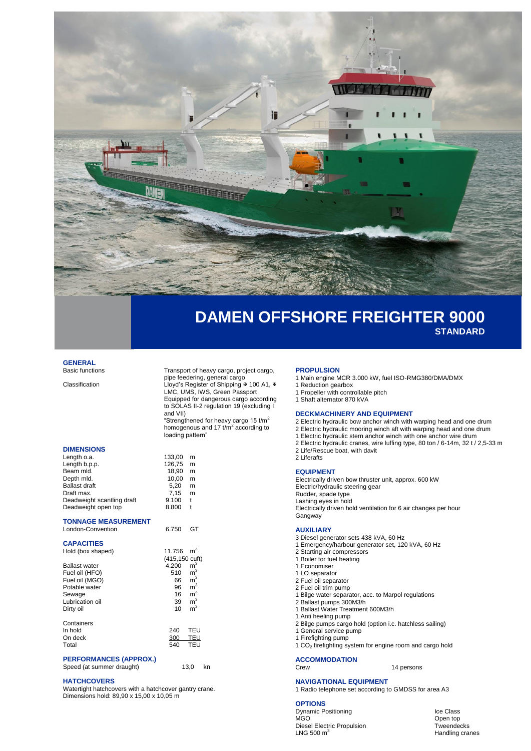# DAMEN OFFSHORE FREIGHTER 9000

## STANDARD

### GENERAL

| | |
|---|---|
| Basic functions | Transport of heavy cargo, project cargo, pipe feedering, general cargo |
| Classification | Lloyd's Register of Shipping ✠ 100 A1, ✠ LMC, UMS, IWS, Green Passport<br>Equipped for dangerous cargo according to SOLAS II-2 regulation 19 (excluding I and VII)<br>"Strengthened for heavy cargo 15 t/m² homogenous and 17 t/m² according to loading pattern" |

### DIMENSIONS

| | | |
|---|---|---|
| Length o.a. | 133,00 | m |
| Length b.p.p. | 126,75 | m |
| Beam mld. | 18,90 | m |
| Depth mld. | 10,00 | m |
| Ballast draft | 5,20 | m |
| Draft max. | 7,15 | m |
| Deadweight scantling draft | 9.100 | t |
| Deadweight open top | 8.800 | t |

### TONNAGE MEASUREMENT

| | | |
|---|---|---|
| London-Convention | 6.750 | GT |

### CAPACITIES

| | | |
|---|---|---|
| Hold (box shaped) | 11.756<br>(415,150 cuft) | m³ |
| Ballast water | 4.200 | m³ |
| Fuel oil (HFO) | 510 | m³ |
| Fuel oil (MGO) | 66 | m³ |
| Potable water | 96 | m³ |
| Sewage | 16 | m³ |
| Lubrication oil | 39 | m³ |
| Dirty oil | 10 | m³ |

| Containers | | |
|---|---|---|
| In hold | 240 | TEU |
| On deck | 300 | TEU |
| Total | 540 | TEU |

### PERFORMANCES (APPROX.)

| | | |
|---|---|---|
| Speed (at summer draught) | 13,0 | kn |

### HATCHCOVERS

Watertight hatchcovers with a hatchcover gantry crane.
Dimensions hold: 89,90 x 15,00 x 10,05 m

### PROPULSION

1 Main engine MCR 3.000 kW, fuel ISO-RMG380/DMA/DMX
1 Reduction gearbox
1 Propeller with controllable pitch
1 Shaft alternator 870 kVA

### DECKMACHINERY AND EQUIPMENT

2 Electric hydraulic bow anchor winch with warping head and one drum
2 Electric hydraulic mooring winch aft with warping head and one drum
1 Electric hydraulic stern anchor winch with one anchor wire drum
2 Electric hydraulic cranes, wire luffing type, 80 ton / 6-14m, 32 t / 2,5-33 m
2 Life/Rescue boat, with davit
2 Liferafts

### EQUIPMENT

Electrically driven bow thruster unit, approx. 600 kW
Electric/hydraulic steering gear
Rudder, spade type
Lashing eyes in hold
Electrically driven hold ventilation for 6 air changes per hour
Gangway

### AUXILIARY

3 Diesel generator sets 438 kVA, 60 Hz
1 Emergency/harbour generator set, 120 kVA, 60 Hz
2 Starting air compressors
1 Boiler for fuel heating
1 Economiser
1 LO separator
2 Fuel oil separator
2 Fuel oil trim pump
1 Bilge water separator, acc. to Marpol regulations
2 Ballast pumps 300M3/h
1 Ballast Water Treatment 600M3/h
1 Anti heeling pump
2 Bilge pumps cargo hold (option i.c. hatchless sailing)
1 General service pump
1 Firefighting pump
1 $CO_2$ firefighting system for engine room and cargo hold

### ACCOMMODATION

| | |
|---|---|
| Crew | 14 persons |

### NAVIGATIONAL EQUIPMENT

1 Radio telephone set according to GMDSS for area A3

### OPTIONS

| | |
|---|---|
| Dynamic Positioning | Ice Class |
| MGO | Open top |
| Diesel Electric Propulsion | Tweendecks |
| LNG 500 m³ | Handling cranes |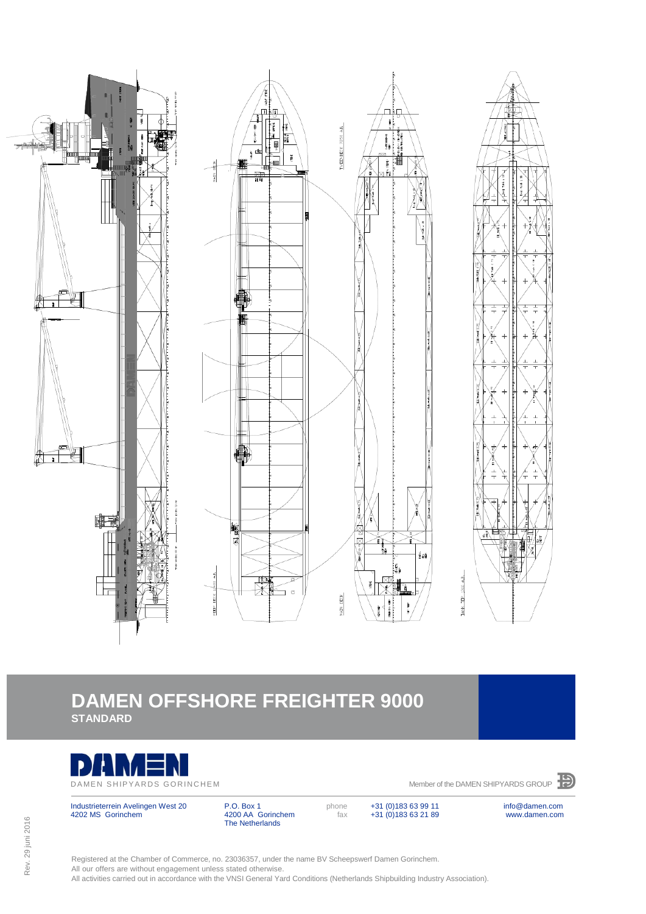# DAMEN OFFSHORE FREIGHTER 9000

**STANDARD**

DAMEN SHIPYARDS GORINCHEM

Member of the DAMEN SHIPYARDS GROUP

Industrieterrein Avelingen West 20
4202 MS Gorinchem

P.O. Box 1
4200 AA Gorinchem
The Netherlands

phone +31 (0)183 63 99 11
fax +31 (0)183 63 21 89

info@damen.com
www.damen.com

Rev. 29 juni 2016

Registered at the Chamber of Commerce, no. 23036357, under the name BV Scheepswerf Damen Gorinchem.
All our offers are without engagement unless stated otherwise.
All activities carried out in accordance with the VNSI General Yard Conditions (Netherlands Shipbuilding Industry Association).